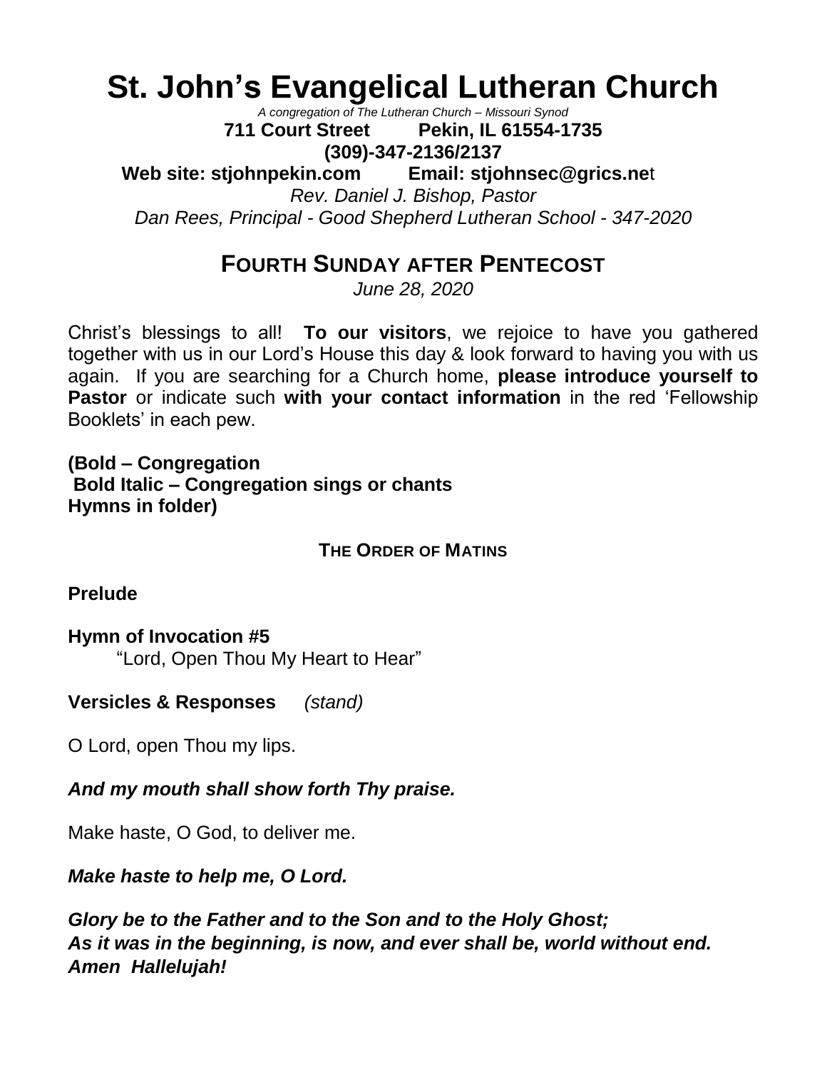# St. John's Evangelical Lutheran Church

*A congregation of The Lutheran Church – Missouri Synod*

**711 Court Street Pekin, IL 61554-1735**

**(309)-347-2136/2137**

**Web site: stjohnpekin.com Email: stjohnsec@grics.net**

*Rev. Daniel J. Bishop, Pastor*

*Dan Rees, Principal - Good Shepherd Lutheran School - 347-2020*

## FOURTH SUNDAY AFTER PENTECOST

*June 28, 2020*

Christ's blessings to all! **To our visitors**, we rejoice to have you gathered together with us in our Lord's House this day & look forward to having you with us again. If you are searching for a Church home, **please introduce yourself to Pastor** or indicate such **with your contact information** in the red 'Fellowship Booklets' in each pew.

**(Bold – Congregation**
**Bold Italic – Congregation sings or chants**
**Hymns in folder)**

### THE ORDER OF MATINS

**Prelude**

**Hymn of Invocation #5**
"Lord, Open Thou My Heart to Hear"

**Versicles & Responses** *(stand)*

O Lord, open Thou my lips.

***And my mouth shall show forth Thy praise.***

Make haste, O God, to deliver me.

***Make haste to help me, O Lord.***

***Glory be to the Father and to the Son and to the Holy Ghost;***
***As it was in the beginning, is now, and ever shall be, world without end.***
***Amen Hallelujah!***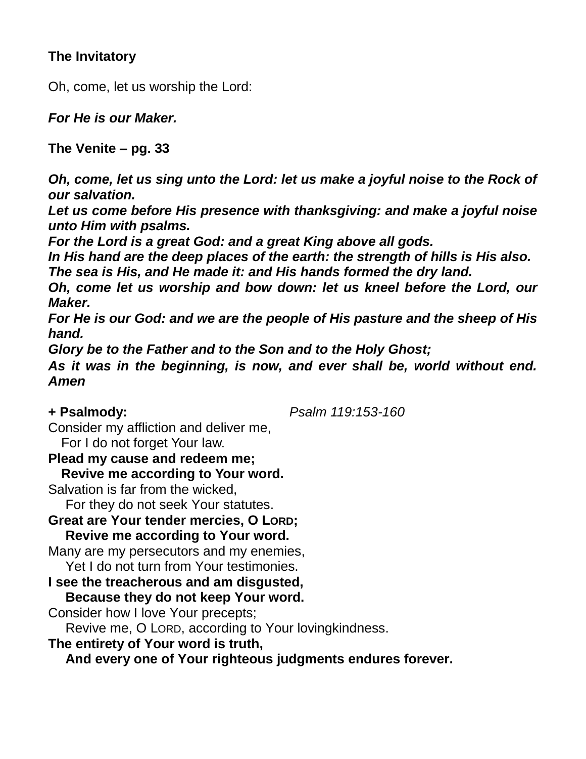**The Invitatory**

Oh, come, let us worship the Lord:

***For He is our Maker.***

**The Venite – pg. 33**

***Oh, come, let us sing unto the Lord: let us make a joyful noise to the Rock of our salvation.***
***Let us come before His presence with thanksgiving: and make a joyful noise unto Him with psalms.***
***For the Lord is a great God: and a great King above all gods.***
***In His hand are the deep places of the earth: the strength of hills is His also.***
***The sea is His, and He made it: and His hands formed the dry land.***
***Oh, come let us worship and bow down: let us kneel before the Lord, our Maker.***
***For He is our God: and we are the people of His pasture and the sheep of His hand.***
***Glory be to the Father and to the Son and to the Holy Ghost;***
***As it was in the beginning, is now, and ever shall be, world without end. Amen***

**+ Psalmody:** *Psalm 119:153-160*

Consider my affliction and deliver me,
For I do not forget Your law.
**Plead my cause and redeem me;**
**Revive me according to Your word.**
Salvation is far from the wicked,
For they do not seek Your statutes.
**Great are Your tender mercies, O LORD;**
**Revive me according to Your word.**
Many are my persecutors and my enemies,
Yet I do not turn from Your testimonies.
**I see the treacherous and am disgusted,**
**Because they do not keep Your word.**
Consider how I love Your precepts;
Revive me, O LORD, according to Your lovingkindness.
**The entirety of Your word is truth,**
**And every one of Your righteous judgments endures forever.**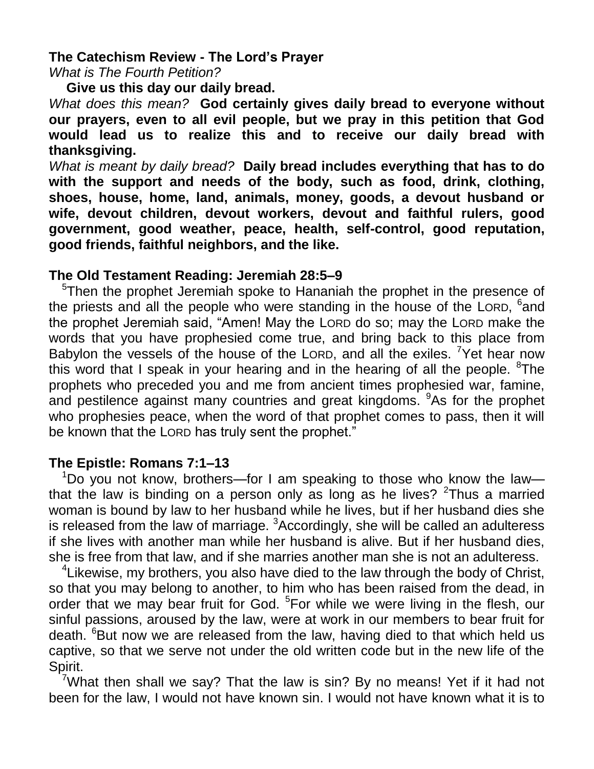**The Catechism Review - The Lord's Prayer**

*What is The Fourth Petition?*

**Give us this day our daily bread.**

*What does this mean?* **God certainly gives daily bread to everyone without our prayers, even to all evil people, but we pray in this petition that God would lead us to realize this and to receive our daily bread with thanksgiving.**

*What is meant by daily bread?* **Daily bread includes everything that has to do with the support and needs of the body, such as food, drink, clothing, shoes, house, home, land, animals, money, goods, a devout husband or wife, devout children, devout workers, devout and faithful rulers, good government, good weather, peace, health, self-control, good reputation, good friends, faithful neighbors, and the like.**

**The Old Testament Reading: Jeremiah 28:5–9**

[5]Then the prophet Jeremiah spoke to Hananiah the prophet in the presence of the priests and all the people who were standing in the house of the LORD, [6]and the prophet Jeremiah said, "Amen! May the LORD do so; may the LORD make the words that you have prophesied come true, and bring back to this place from Babylon the vessels of the house of the LORD, and all the exiles. [7]Yet hear now this word that I speak in your hearing and in the hearing of all the people. [8]The prophets who preceded you and me from ancient times prophesied war, famine, and pestilence against many countries and great kingdoms. [9]As for the prophet who prophesies peace, when the word of that prophet comes to pass, then it will be known that the LORD has truly sent the prophet."

**The Epistle: Romans 7:1–13**

[1]Do you not know, brothers—for I am speaking to those who know the law—that the law is binding on a person only as long as he lives? [2]Thus a married woman is bound by law to her husband while he lives, but if her husband dies she is released from the law of marriage. [3]Accordingly, she will be called an adulteress if she lives with another man while her husband is alive. But if her husband dies, she is free from that law, and if she marries another man she is not an adulteress.

[4]Likewise, my brothers, you also have died to the law through the body of Christ, so that you may belong to another, to him who has been raised from the dead, in order that we may bear fruit for God. [5]For while we were living in the flesh, our sinful passions, aroused by the law, were at work in our members to bear fruit for death. [6]But now we are released from the law, having died to that which held us captive, so that we serve not under the old written code but in the new life of the Spirit.

[7]What then shall we say? That the law is sin? By no means! Yet if it had not been for the law, I would not have known sin. I would not have known what it is to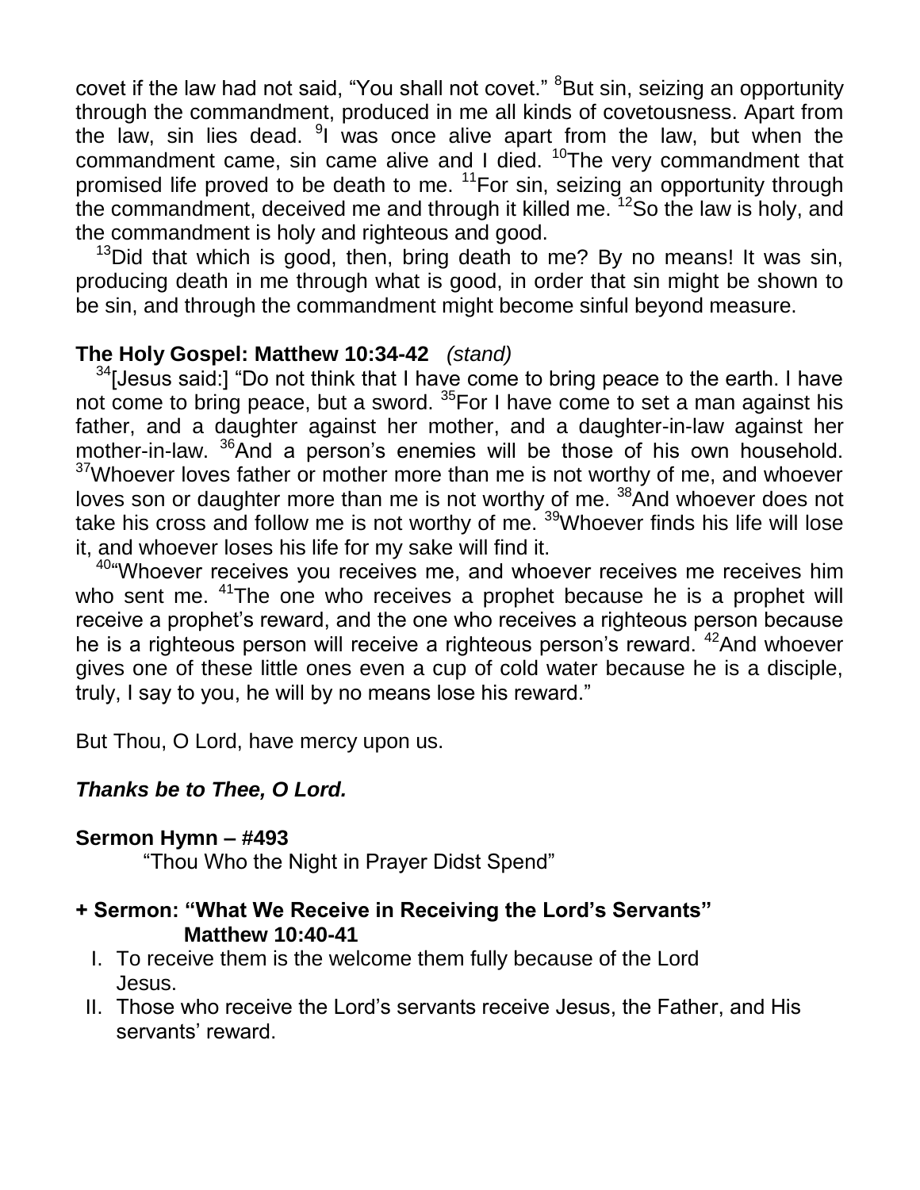covet if the law had not said, "You shall not covet." [8]But sin, seizing an opportunity through the commandment, produced in me all kinds of covetousness. Apart from the law, sin lies dead. [9]I was once alive apart from the law, but when the commandment came, sin came alive and I died. [10]The very commandment that promised life proved to be death to me. [11]For sin, seizing an opportunity through the commandment, deceived me and through it killed me. [12]So the law is holy, and the commandment is holy and righteous and good.

[13]Did that which is good, then, bring death to me? By no means! It was sin, producing death in me through what is good, in order that sin might be shown to be sin, and through the commandment might become sinful beyond measure.

**The Holy Gospel: Matthew 10:34-42** *(stand)*

[34][Jesus said:] "Do not think that I have come to bring peace to the earth. I have not come to bring peace, but a sword. [35]For I have come to set a man against his father, and a daughter against her mother, and a daughter-in-law against her mother-in-law. [36]And a person's enemies will be those of his own household. [37]Whoever loves father or mother more than me is not worthy of me, and whoever loves son or daughter more than me is not worthy of me. [38]And whoever does not take his cross and follow me is not worthy of me. [39]Whoever finds his life will lose it, and whoever loses his life for my sake will find it.

[40]"Whoever receives you receives me, and whoever receives me receives him who sent me. [41]The one who receives a prophet because he is a prophet will receive a prophet's reward, and the one who receives a righteous person because he is a righteous person will receive a righteous person's reward. [42]And whoever gives one of these little ones even a cup of cold water because he is a disciple, truly, I say to you, he will by no means lose his reward."

But Thou, O Lord, have mercy upon us.

***Thanks be to Thee, O Lord.***

**Sermon Hymn – #493**

"Thou Who the Night in Prayer Didst Spend"

**+ Sermon: "What We Receive in Receiving the Lord's Servants"**
**Matthew 10:40-41**

I. To receive them is the welcome them fully because of the Lord Jesus.
II. Those who receive the Lord's servants receive Jesus, the Father, and His servants' reward.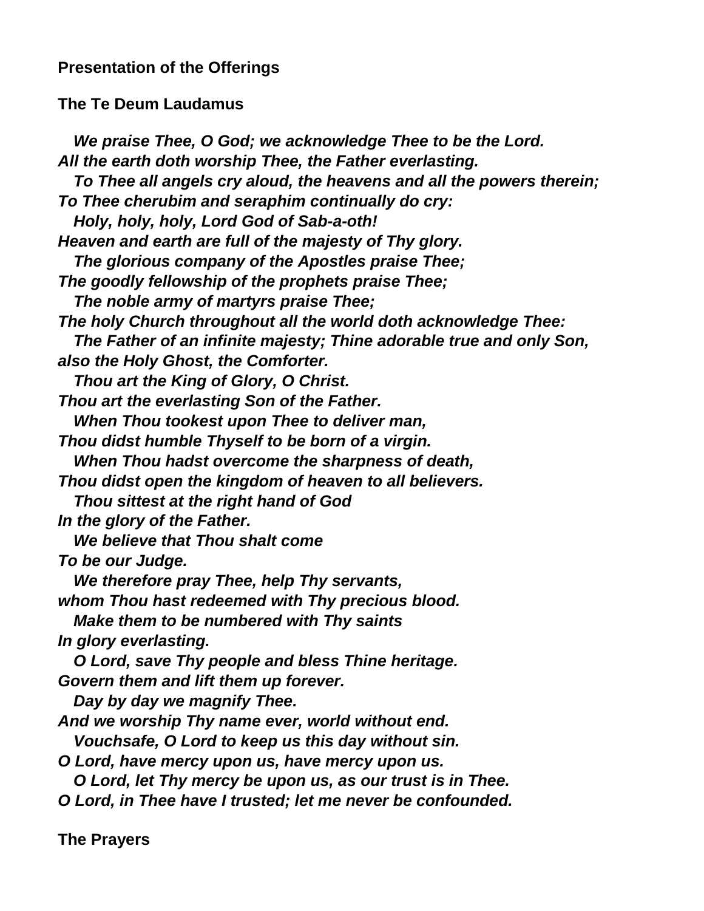**Presentation of the Offerings**

**The Te Deum Laudamus**

***We praise Thee, O God; we acknowledge Thee to be the Lord.***
***All the earth doth worship Thee, the Father everlasting.***
***To Thee all angels cry aloud, the heavens and all the powers therein;***
***To Thee cherubim and seraphim continually do cry:***
***Holy, holy, holy, Lord God of Sab-a-oth!***
***Heaven and earth are full of the majesty of Thy glory.***
***The glorious company of the Apostles praise Thee;***
***The goodly fellowship of the prophets praise Thee;***
***The noble army of martyrs praise Thee;***
***The holy Church throughout all the world doth acknowledge Thee:***
***The Father of an infinite majesty; Thine adorable true and only Son, also the Holy Ghost, the Comforter.***
***Thou art the King of Glory, O Christ.***
***Thou art the everlasting Son of the Father.***
***When Thou tookest upon Thee to deliver man,***
***Thou didst humble Thyself to be born of a virgin.***
***When Thou hadst overcome the sharpness of death,***
***Thou didst open the kingdom of heaven to all believers.***
***Thou sittest at the right hand of God***
***In the glory of the Father.***
***We believe that Thou shalt come***
***To be our Judge.***
***We therefore pray Thee, help Thy servants,***
***whom Thou hast redeemed with Thy precious blood.***
***Make them to be numbered with Thy saints***
***In glory everlasting.***
***O Lord, save Thy people and bless Thine heritage.***
***Govern them and lift them up forever.***
***Day by day we magnify Thee.***
***And we worship Thy name ever, world without end.***
***Vouchsafe, O Lord to keep us this day without sin.***
***O Lord, have mercy upon us, have mercy upon us.***
***O Lord, let Thy mercy be upon us, as our trust is in Thee.***
***O Lord, in Thee have I trusted; let me never be confounded.***

**The Prayers**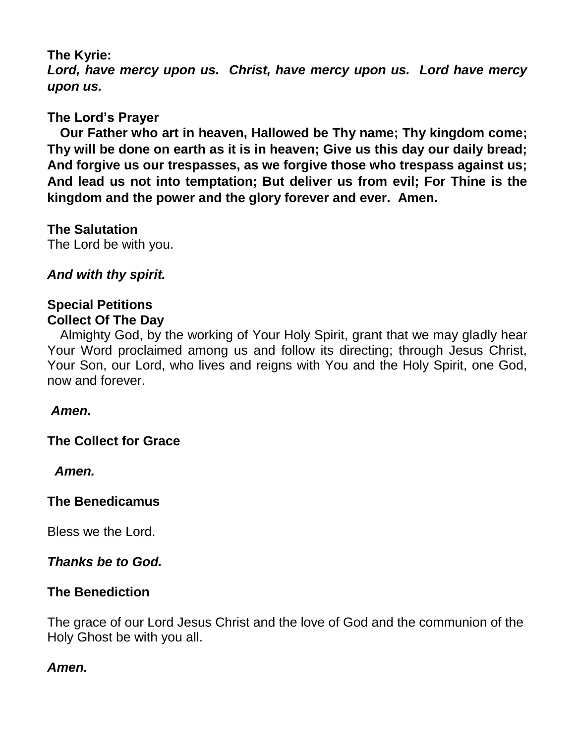**The Kyrie:**

***Lord, have mercy upon us. Christ, have mercy upon us. Lord have mercy upon us.***

**The Lord's Prayer**

**Our Father who art in heaven, Hallowed be Thy name; Thy kingdom come; Thy will be done on earth as it is in heaven; Give us this day our daily bread; And forgive us our trespasses, as we forgive those who trespass against us; And lead us not into temptation; But deliver us from evil; For Thine is the kingdom and the power and the glory forever and ever. Amen.**

**The Salutation**

The Lord be with you.

***And with thy spirit.***

**Special Petitions**

**Collect Of The Day**

Almighty God, by the working of Your Holy Spirit, grant that we may gladly hear Your Word proclaimed among us and follow its directing; through Jesus Christ, Your Son, our Lord, who lives and reigns with You and the Holy Spirit, one God, now and forever.

***Amen.***

**The Collect for Grace**

***Amen.***

**The Benedicamus**

Bless we the Lord.

***Thanks be to God.***

**The Benediction**

The grace of our Lord Jesus Christ and the love of God and the communion of the Holy Ghost be with you all.

***Amen.***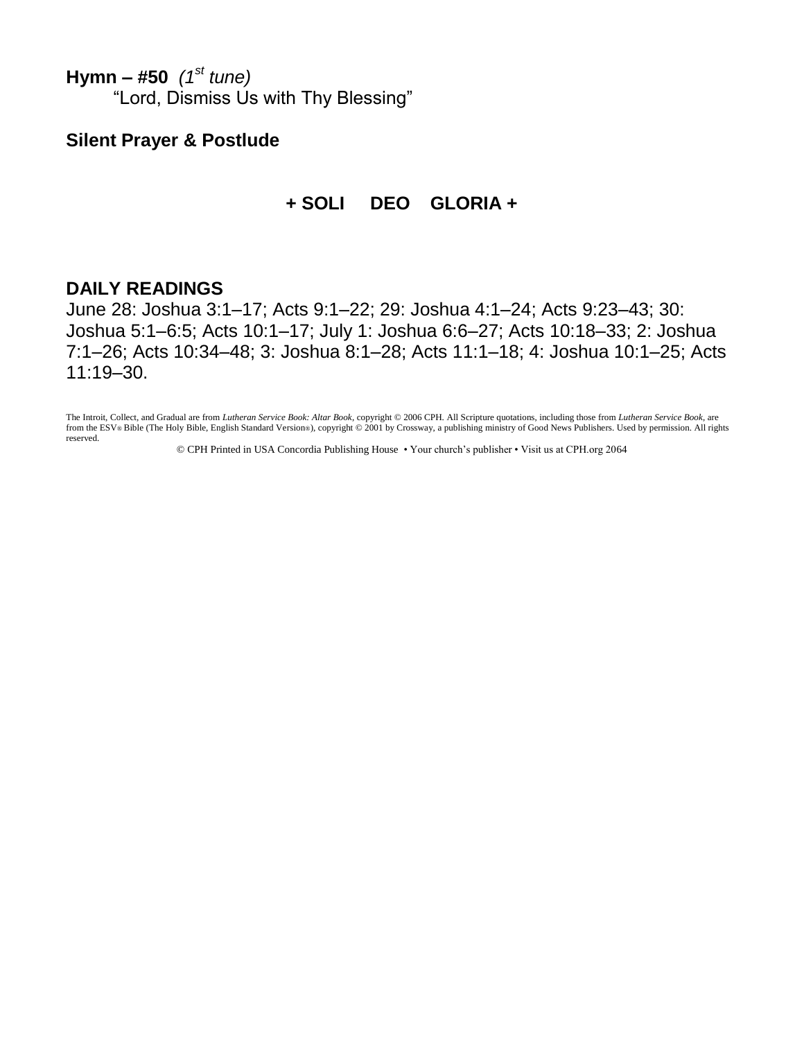**Hymn – #50** *(1st tune)*
"Lord, Dismiss Us with Thy Blessing"

**Silent Prayer & Postlude**

**+ SOLI DEO GLORIA +**

## DAILY READINGS

June 28: Joshua 3:1–17; Acts 9:1–22; 29: Joshua 4:1–24; Acts 9:23–43; 30: Joshua 5:1–6:5; Acts 10:1–17; July 1: Joshua 6:6–27; Acts 10:18–33; 2: Joshua 7:1–26; Acts 10:34–48; 3: Joshua 8:1–28; Acts 11:1–18; 4: Joshua 10:1–25; Acts 11:19–30.

The Introit, Collect, and Gradual are from *Lutheran Service Book: Altar Book*, copyright © 2006 CPH. All Scripture quotations, including those from *Lutheran Service Book*, are from the ESV® Bible (The Holy Bible, English Standard Version®), copyright © 2001 by Crossway, a publishing ministry of Good News Publishers. Used by permission. All rights reserved.

© CPH Printed in USA Concordia Publishing House • Your church's publisher • Visit us at CPH.org 2064